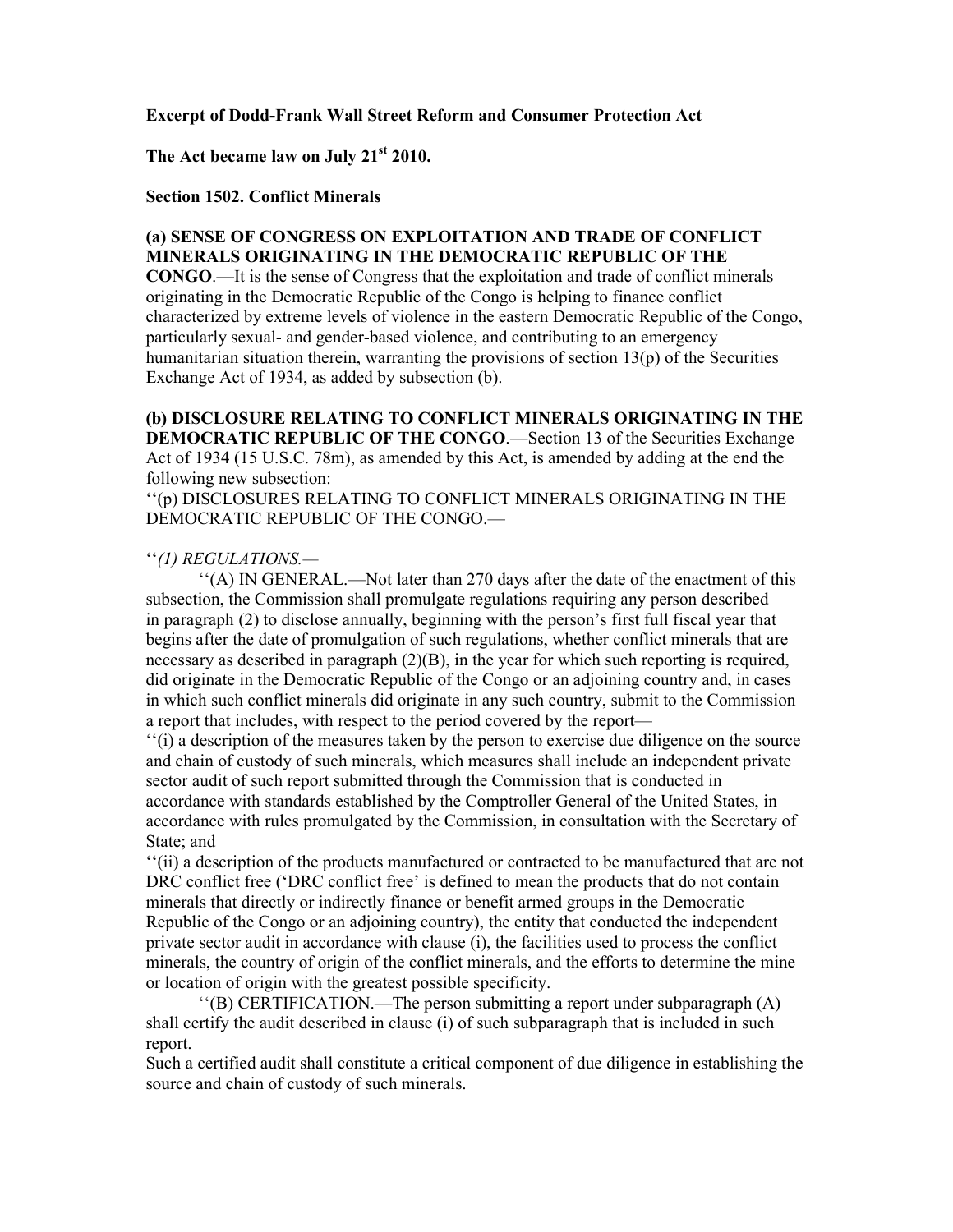**Excerpt of Dodd-Frank Wall Street Reform and Consumer Protection Act**

**The Act became law on July 21st 2010.**

**Section 1502. Conflict Minerals**

**(a) SENSE OF CONGRESS ON EXPLOITATION AND TRADE OF CONFLICT MINERALS ORIGINATING IN THE DEMOCRATIC REPUBLIC OF THE CONGO**.—It is the sense of Congress that the exploitation and trade of conflict minerals originating in the Democratic Republic of the Congo is helping to finance conflict characterized by extreme levels of violence in the eastern Democratic Republic of the Congo, particularly sexual- and gender-based violence, and contributing to an emergency humanitarian situation therein, warranting the provisions of section 13(p) of the Securities Exchange Act of 1934, as added by subsection (b).

**(b) DISCLOSURE RELATING TO CONFLICT MINERALS ORIGINATING IN THE DEMOCRATIC REPUBLIC OF THE CONGO**.—Section 13 of the Securities Exchange Act of 1934 (15 U.S.C. 78m), as amended by this Act, is amended by adding at the end the following new subsection:

''(p) DISCLOSURES RELATING TO CONFLICT MINERALS ORIGINATING IN THE DEMOCRATIC REPUBLIC OF THE CONGO.—

''*(1) REGULATIONS.—*

''(A) IN GENERAL.—Not later than 270 days after the date of the enactment of this subsection, the Commission shall promulgate regulations requiring any person described in paragraph (2) to disclose annually, beginning with the person's first full fiscal year that begins after the date of promulgation of such regulations, whether conflict minerals that are necessary as described in paragraph (2)(B), in the year for which such reporting is required, did originate in the Democratic Republic of the Congo or an adjoining country and, in cases in which such conflict minerals did originate in any such country, submit to the Commission a report that includes, with respect to the period covered by the report—

''(i) a description of the measures taken by the person to exercise due diligence on the source and chain of custody of such minerals, which measures shall include an independent private sector audit of such report submitted through the Commission that is conducted in accordance with standards established by the Comptroller General of the United States, in accordance with rules promulgated by the Commission, in consultation with the Secretary of State; and

''(ii) a description of the products manufactured or contracted to be manufactured that are not DRC conflict free ('DRC conflict free' is defined to mean the products that do not contain minerals that directly or indirectly finance or benefit armed groups in the Democratic Republic of the Congo or an adjoining country), the entity that conducted the independent private sector audit in accordance with clause (i), the facilities used to process the conflict minerals, the country of origin of the conflict minerals, and the efforts to determine the mine or location of origin with the greatest possible specificity.

''(B) CERTIFICATION.—The person submitting a report under subparagraph (A) shall certify the audit described in clause (i) of such subparagraph that is included in such report.

Such a certified audit shall constitute a critical component of due diligence in establishing the source and chain of custody of such minerals.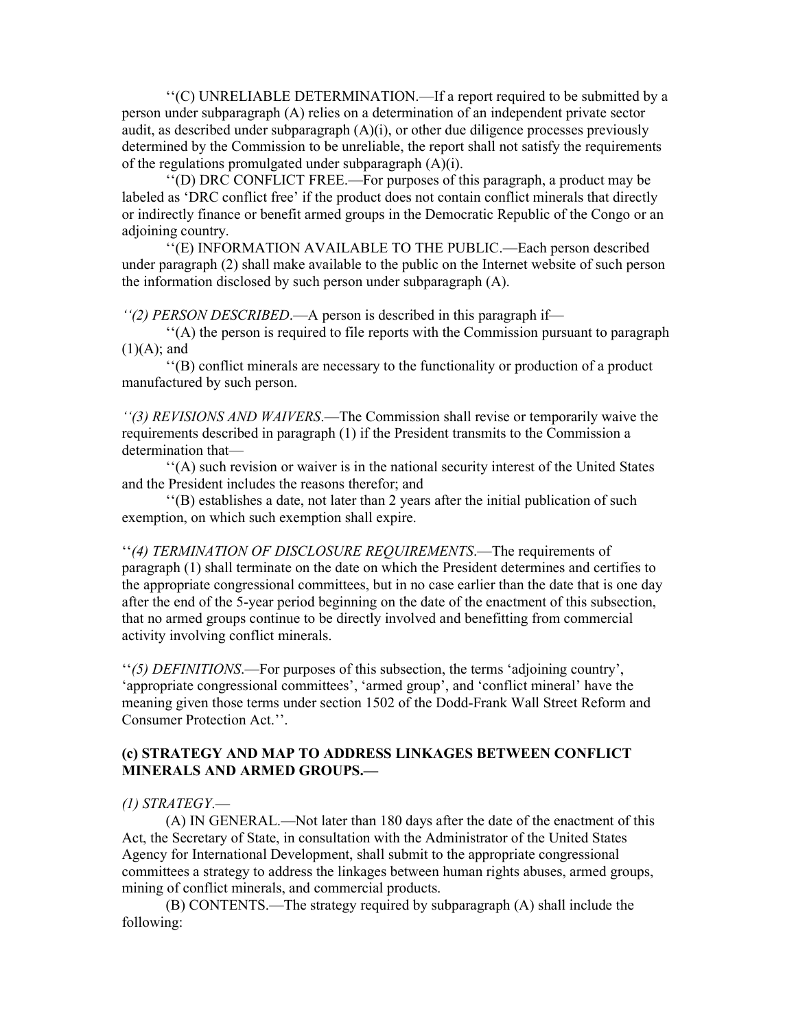''(C) UNRELIABLE DETERMINATION.—If a report required to be submitted by a person under subparagraph (A) relies on a determination of an independent private sector audit, as described under subparagraph (A)(i), or other due diligence processes previously determined by the Commission to be unreliable, the report shall not satisfy the requirements of the regulations promulgated under subparagraph (A)(i).

''(D) DRC CONFLICT FREE.—For purposes of this paragraph, a product may be labeled as 'DRC conflict free' if the product does not contain conflict minerals that directly or indirectly finance or benefit armed groups in the Democratic Republic of the Congo or an adjoining country.

''(E) INFORMATION AVAILABLE TO THE PUBLIC.—Each person described under paragraph (2) shall make available to the public on the Internet website of such person the information disclosed by such person under subparagraph (A).

*''(2) PERSON DESCRIBED*.—A person is described in this paragraph if—

''(A) the person is required to file reports with the Commission pursuant to paragraph (1)(A); and

''(B) conflict minerals are necessary to the functionality or production of a product manufactured by such person.

*''(3) REVISIONS AND WAIVERS*.—The Commission shall revise or temporarily waive the requirements described in paragraph (1) if the President transmits to the Commission a determination that—

''(A) such revision or waiver is in the national security interest of the United States and the President includes the reasons therefor; and

''(B) establishes a date, not later than 2 years after the initial publication of such exemption, on which such exemption shall expire.

''*(4) TERMINATION OF DISCLOSURE REQUIREMENTS*.—The requirements of paragraph (1) shall terminate on the date on which the President determines and certifies to the appropriate congressional committees, but in no case earlier than the date that is one day after the end of the 5-year period beginning on the date of the enactment of this subsection, that no armed groups continue to be directly involved and benefitting from commercial activity involving conflict minerals.

''*(5) DEFINITIONS*.—For purposes of this subsection, the terms 'adjoining country', 'appropriate congressional committees', 'armed group', and 'conflict mineral' have the meaning given those terms under section 1502 of the Dodd-Frank Wall Street Reform and Consumer Protection Act.''.

**(c) STRATEGY AND MAP TO ADDRESS LINKAGES BETWEEN CONFLICT MINERALS AND ARMED GROUPS.—**

*(1) STRATEGY*.—

(A) IN GENERAL.—Not later than 180 days after the date of the enactment of this Act, the Secretary of State, in consultation with the Administrator of the United States Agency for International Development, shall submit to the appropriate congressional committees a strategy to address the linkages between human rights abuses, armed groups, mining of conflict minerals, and commercial products.

(B) CONTENTS.—The strategy required by subparagraph (A) shall include the following: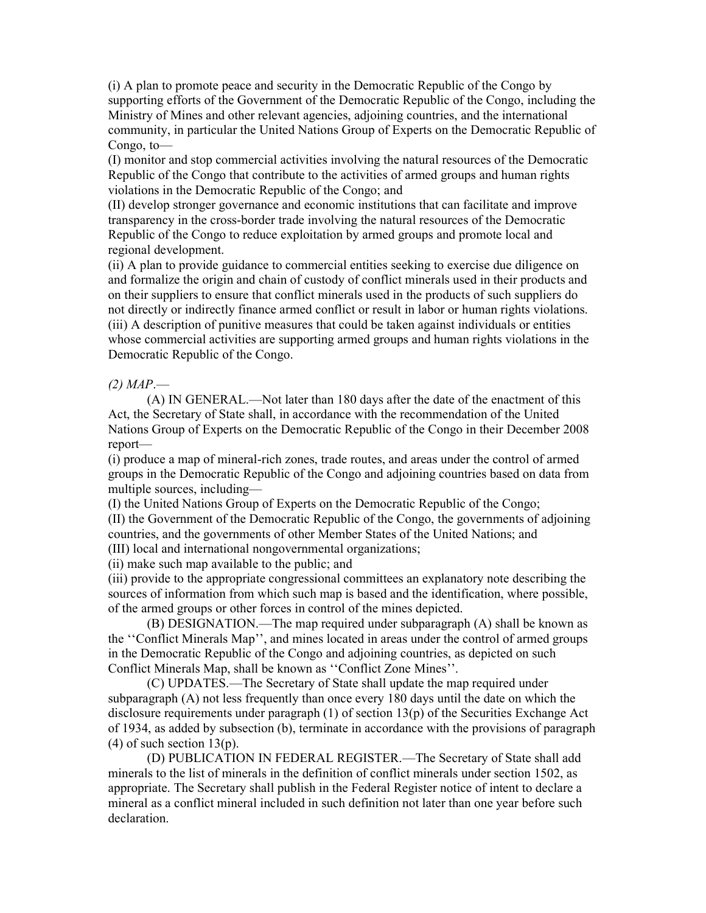(i) A plan to promote peace and security in the Democratic Republic of the Congo by supporting efforts of the Government of the Democratic Republic of the Congo, including the Ministry of Mines and other relevant agencies, adjoining countries, and the international community, in particular the United Nations Group of Experts on the Democratic Republic of Congo, to—

(I) monitor and stop commercial activities involving the natural resources of the Democratic Republic of the Congo that contribute to the activities of armed groups and human rights violations in the Democratic Republic of the Congo; and

(II) develop stronger governance and economic institutions that can facilitate and improve transparency in the cross-border trade involving the natural resources of the Democratic Republic of the Congo to reduce exploitation by armed groups and promote local and regional development.

(ii) A plan to provide guidance to commercial entities seeking to exercise due diligence on and formalize the origin and chain of custody of conflict minerals used in their products and on their suppliers to ensure that conflict minerals used in the products of such suppliers do not directly or indirectly finance armed conflict or result in labor or human rights violations.

(iii) A description of punitive measures that could be taken against individuals or entities whose commercial activities are supporting armed groups and human rights violations in the Democratic Republic of the Congo.

*(2) MAP*.—

(A) IN GENERAL.—Not later than 180 days after the date of the enactment of this Act, the Secretary of State shall, in accordance with the recommendation of the United Nations Group of Experts on the Democratic Republic of the Congo in their December 2008 report—

(i) produce a map of mineral-rich zones, trade routes, and areas under the control of armed groups in the Democratic Republic of the Congo and adjoining countries based on data from multiple sources, including—

(I) the United Nations Group of Experts on the Democratic Republic of the Congo;

(II) the Government of the Democratic Republic of the Congo, the governments of adjoining countries, and the governments of other Member States of the United Nations; and

(III) local and international nongovernmental organizations;

(ii) make such map available to the public; and

(iii) provide to the appropriate congressional committees an explanatory note describing the sources of information from which such map is based and the identification, where possible, of the armed groups or other forces in control of the mines depicted.

(B) DESIGNATION.—The map required under subparagraph (A) shall be known as the ''Conflict Minerals Map'', and mines located in areas under the control of armed groups in the Democratic Republic of the Congo and adjoining countries, as depicted on such Conflict Minerals Map, shall be known as ''Conflict Zone Mines''.

(C) UPDATES.—The Secretary of State shall update the map required under subparagraph (A) not less frequently than once every 180 days until the date on which the disclosure requirements under paragraph (1) of section 13(p) of the Securities Exchange Act of 1934, as added by subsection (b), terminate in accordance with the provisions of paragraph (4) of such section 13(p).

(D) PUBLICATION IN FEDERAL REGISTER.—The Secretary of State shall add minerals to the list of minerals in the definition of conflict minerals under section 1502, as appropriate. The Secretary shall publish in the Federal Register notice of intent to declare a mineral as a conflict mineral included in such definition not later than one year before such declaration.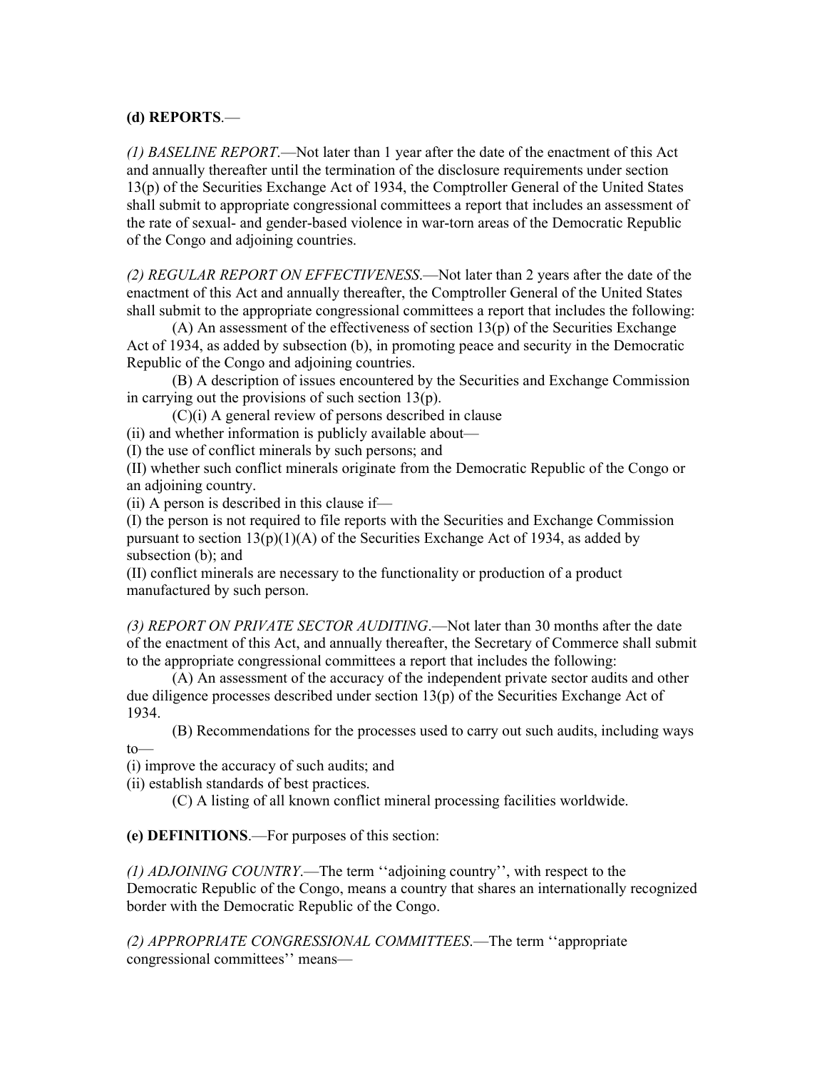**(d) REPORTS**.—

*(1) BASELINE REPORT*.—Not later than 1 year after the date of the enactment of this Act and annually thereafter until the termination of the disclosure requirements under section 13(p) of the Securities Exchange Act of 1934, the Comptroller General of the United States shall submit to appropriate congressional committees a report that includes an assessment of the rate of sexual- and gender-based violence in war-torn areas of the Democratic Republic of the Congo and adjoining countries.

*(2) REGULAR REPORT ON EFFECTIVENESS*.—Not later than 2 years after the date of the enactment of this Act and annually thereafter, the Comptroller General of the United States shall submit to the appropriate congressional committees a report that includes the following:

(A) An assessment of the effectiveness of section 13(p) of the Securities Exchange Act of 1934, as added by subsection (b), in promoting peace and security in the Democratic Republic of the Congo and adjoining countries.

(B) A description of issues encountered by the Securities and Exchange Commission in carrying out the provisions of such section 13(p).

(C)(i) A general review of persons described in clause (ii) and whether information is publicly available about—

(I) the use of conflict minerals by such persons; and

(II) whether such conflict minerals originate from the Democratic Republic of the Congo or an adjoining country.

(ii) A person is described in this clause if—

(I) the person is not required to file reports with the Securities and Exchange Commission pursuant to section 13(p)(1)(A) of the Securities Exchange Act of 1934, as added by subsection (b); and

(II) conflict minerals are necessary to the functionality or production of a product manufactured by such person.

*(3) REPORT ON PRIVATE SECTOR AUDITING*.—Not later than 30 months after the date of the enactment of this Act, and annually thereafter, the Secretary of Commerce shall submit to the appropriate congressional committees a report that includes the following:

(A) An assessment of the accuracy of the independent private sector audits and other due diligence processes described under section 13(p) of the Securities Exchange Act of 1934.

(B) Recommendations for the processes used to carry out such audits, including ways to—

(i) improve the accuracy of such audits; and

(ii) establish standards of best practices.

(C) A listing of all known conflict mineral processing facilities worldwide.

**(e) DEFINITIONS**.—For purposes of this section:

*(1) ADJOINING COUNTRY*.—The term ''adjoining country'', with respect to the Democratic Republic of the Congo, means a country that shares an internationally recognized border with the Democratic Republic of the Congo.

*(2) APPROPRIATE CONGRESSIONAL COMMITTEES*.—The term ''appropriate congressional committees'' means—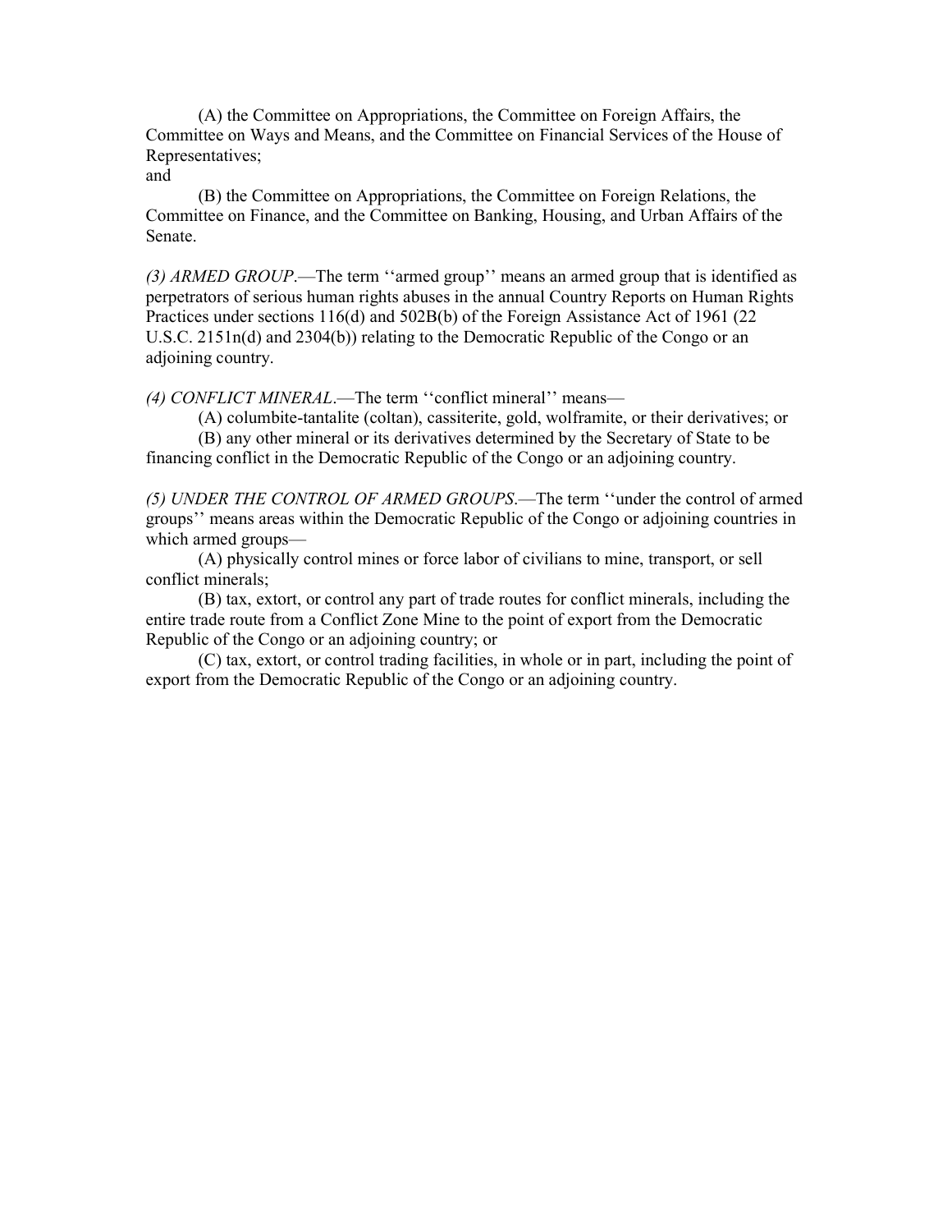(A) the Committee on Appropriations, the Committee on Foreign Affairs, the Committee on Ways and Means, and the Committee on Financial Services of the House of Representatives;
and

(B) the Committee on Appropriations, the Committee on Foreign Relations, the Committee on Finance, and the Committee on Banking, Housing, and Urban Affairs of the Senate.

*(3) ARMED GROUP*.—The term ''armed group'' means an armed group that is identified as perpetrators of serious human rights abuses in the annual Country Reports on Human Rights Practices under sections 116(d) and 502B(b) of the Foreign Assistance Act of 1961 (22 U.S.C. 2151n(d) and 2304(b)) relating to the Democratic Republic of the Congo or an adjoining country.

*(4) CONFLICT MINERAL*.—The term ''conflict mineral'' means—

(A) columbite-tantalite (coltan), cassiterite, gold, wolframite, or their derivatives; or

(B) any other mineral or its derivatives determined by the Secretary of State to be financing conflict in the Democratic Republic of the Congo or an adjoining country.

*(5) UNDER THE CONTROL OF ARMED GROUPS*.—The term ''under the control of armed groups'' means areas within the Democratic Republic of the Congo or adjoining countries in which armed groups—

(A) physically control mines or force labor of civilians to mine, transport, or sell conflict minerals;

(B) tax, extort, or control any part of trade routes for conflict minerals, including the entire trade route from a Conflict Zone Mine to the point of export from the Democratic Republic of the Congo or an adjoining country; or

(C) tax, extort, or control trading facilities, in whole or in part, including the point of export from the Democratic Republic of the Congo or an adjoining country.